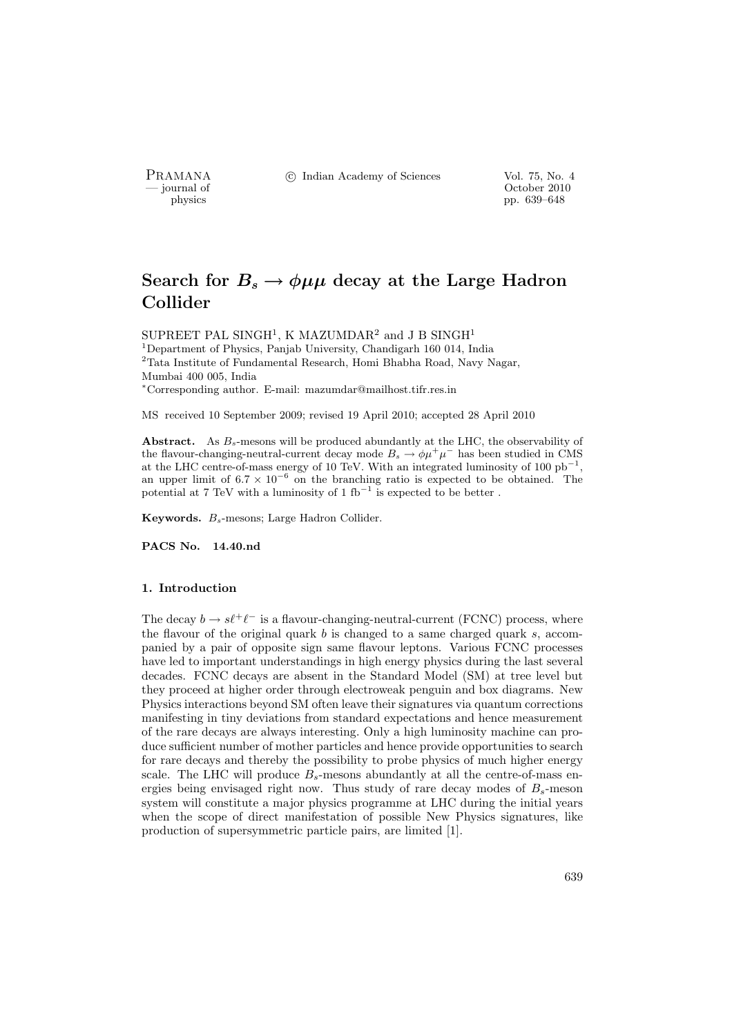# Search for $B_s \to \phi\mu\mu$ decay at the Large Hadron Collider

SUPREET PAL SINGH[1], K MAZUMDAR[2] and J B SINGH[1]

[1]Department of Physics, Panjab University, Chandigarh 160 014, India

[2]Tata Institute of Fundamental Research, Homi Bhabha Road, Navy Nagar, Mumbai 400 005, India

[*]Corresponding author. E-mail: mazumdar@mailhost.tifr.res.in

MS received 10 September 2009; revised 19 April 2010; accepted 28 April 2010

**Abstract.** As $B_s$-mesons will be produced abundantly at the LHC, the observability of the flavour-changing-neutral-current decay mode $B_s \to \phi\mu^+\mu^-$ has been studied in CMS at the LHC centre-of-mass energy of 10 TeV. With an integrated luminosity of 100 $\text{pb}^{-1}$, an upper limit of $6.7 \times 10^{-6}$ on the branching ratio is expected to be obtained. The potential at 7 TeV with a luminosity of 1 $\text{fb}^{-1}$ is expected to be better .

**Keywords.** $B_s$-mesons; Large Hadron Collider.

**PACS No. 14.40.nd**

## 1. Introduction

The decay $b \to s\ell^+\ell^-$ is a flavour-changing-neutral-current (FCNC) process, where the flavour of the original quark $b$ is changed to a same charged quark $s$, accompanied by a pair of opposite sign same flavour leptons. Various FCNC processes have led to important understandings in high energy physics during the last several decades. FCNC decays are absent in the Standard Model (SM) at tree level but they proceed at higher order through electroweak penguin and box diagrams. New Physics interactions beyond SM often leave their signatures via quantum corrections manifesting in tiny deviations from standard expectations and hence measurement of the rare decays are always interesting. Only a high luminosity machine can produce sufficient number of mother particles and hence provide opportunities to search for rare decays and thereby the possibility to probe physics of much higher energy scale. The LHC will produce $B_s$-mesons abundantly at all the centre-of-mass energies being envisaged right now. Thus study of rare decay modes of $B_s$-meson system will constitute a major physics programme at LHC during the initial years when the scope of direct manifestation of possible New Physics signatures, like production of supersymmetric particle pairs, are limited [1].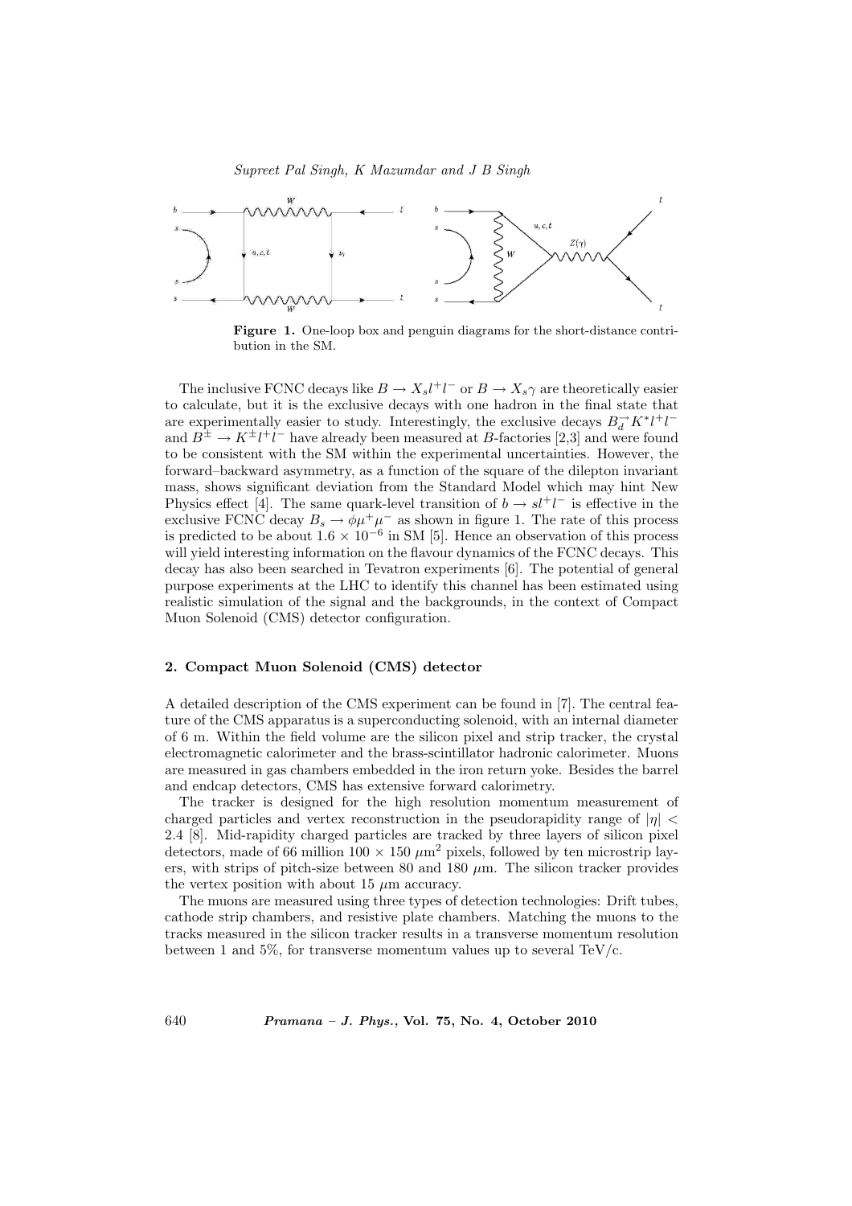**Figure 1.** One-loop box and penguin diagrams for the short-distance contribution in the SM.

The inclusive FCNC decays like $B \to X_s l^+ l^-$ or $B \to X_s \gamma$ are theoretically easier to calculate, but it is the exclusive decays with one hadron in the final state that are experimentally easier to study. Interestingly, the exclusive decays $B_d^{\to} K^* l^+ l^-$ and $B^{\pm} \to K^{\pm} l^+ l^-$ have already been measured at $B$-factories [2,3] and were found to be consistent with the SM within the experimental uncertainties. However, the forward–backward asymmetry, as a function of the square of the dilepton invariant mass, shows significant deviation from the Standard Model which may hint New Physics effect [4]. The same quark-level transition of $b \to s l^+ l^-$ is effective in the exclusive FCNC decay $B_s \to \phi \mu^+ \mu^-$ as shown in figure 1. The rate of this process is predicted to be about $1.6 \times 10^{-6}$ in SM [5]. Hence an observation of this process will yield interesting information on the flavour dynamics of the FCNC decays. This decay has also been searched in Tevatron experiments [6]. The potential of general purpose experiments at the LHC to identify this channel has been estimated using realistic simulation of the signal and the backgrounds, in the context of Compact Muon Solenoid (CMS) detector configuration.

## 2. Compact Muon Solenoid (CMS) detector

A detailed description of the CMS experiment can be found in [7]. The central feature of the CMS apparatus is a superconducting solenoid, with an internal diameter of 6 m. Within the field volume are the silicon pixel and strip tracker, the crystal electromagnetic calorimeter and the brass-scintillator hadronic calorimeter. Muons are measured in gas chambers embedded in the iron return yoke. Besides the barrel and endcap detectors, CMS has extensive forward calorimetry.

The tracker is designed for the high resolution momentum measurement of charged particles and vertex reconstruction in the pseudorapidity range of $|\eta| < 2.4$ [8]. Mid-rapidity charged particles are tracked by three layers of silicon pixel detectors, made of 66 million $100 \times 150$ $\mu$m$^2$ pixels, followed by ten microstrip layers, with strips of pitch-size between 80 and 180 $\mu$m. The silicon tracker provides the vertex position with about 15 $\mu$m accuracy.

The muons are measured using three types of detection technologies: Drift tubes, cathode strip chambers, and resistive plate chambers. Matching the muons to the tracks measured in the silicon tracker results in a transverse momentum resolution between 1 and 5%, for transverse momentum values up to several TeV/c.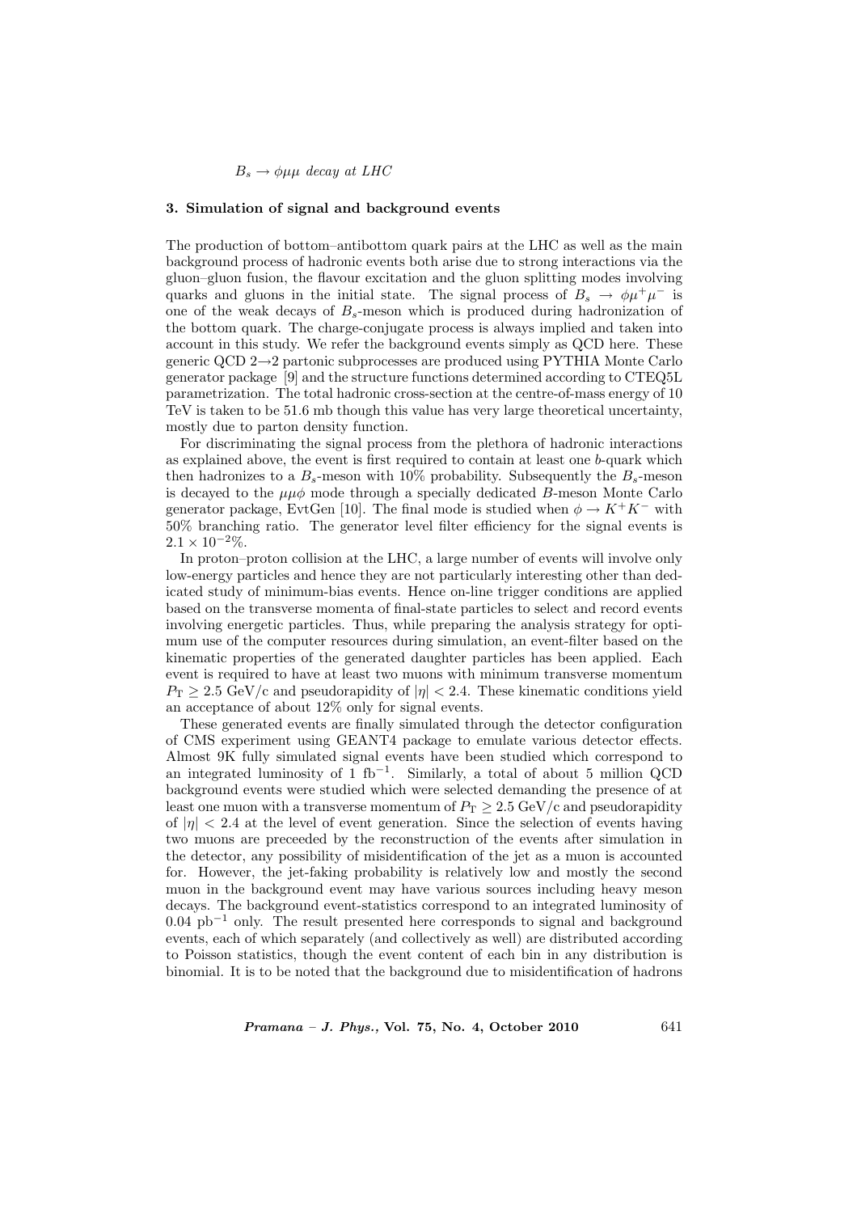## 3. Simulation of signal and background events

The production of bottom–antibottom quark pairs at the LHC as well as the main background process of hadronic events both arise due to strong interactions via the gluon–gluon fusion, the flavour excitation and the gluon splitting modes involving quarks and gluons in the initial state. The signal process of $B_s \rightarrow \phi\mu^+\mu^-$ is one of the weak decays of $B_s$-meson which is produced during hadronization of the bottom quark. The charge-conjugate process is always implied and taken into account in this study. We refer the background events simply as QCD here. These generic QCD 2→2 partonic subprocesses are produced using PYTHIA Monte Carlo generator package [9] and the structure functions determined according to CTEQ5L parametrization. The total hadronic cross-section at the centre-of-mass energy of 10 TeV is taken to be 51.6 mb though this value has very large theoretical uncertainty, mostly due to parton density function.

For discriminating the signal process from the plethora of hadronic interactions as explained above, the event is first required to contain at least one $b$-quark which then hadronizes to a $B_s$-meson with 10% probability. Subsequently the $B_s$-meson is decayed to the $\mu\mu\phi$ mode through a specially dedicated $B$-meson Monte Carlo generator package, EvtGen [10]. The final mode is studied when $\phi \rightarrow K^+K^-$ with 50% branching ratio. The generator level filter efficiency for the signal events is $2.1 \times 10^{-2}$%.

In proton–proton collision at the LHC, a large number of events will involve only low-energy particles and hence they are not particularly interesting other than dedicated study of minimum-bias events. Hence on-line trigger conditions are applied based on the transverse momenta of final-state particles to select and record events involving energetic particles. Thus, while preparing the analysis strategy for optimum use of the computer resources during simulation, an event-filter based on the kinematic properties of the generated daughter particles has been applied. Each event is required to have at least two muons with minimum transverse momentum $P_{\rm T} \geq 2.5$ GeV/c and pseudorapidity of $|\eta| < 2.4$. These kinematic conditions yield an acceptance of about 12% only for signal events.

These generated events are finally simulated through the detector configuration of CMS experiment using GEANT4 package to emulate various detector effects. Almost 9K fully simulated signal events have been studied which correspond to an integrated luminosity of 1 $\text{fb}^{-1}$. Similarly, a total of about 5 million QCD background events were studied which were selected demanding the presence of at least one muon with a transverse momentum of $P_{\rm T} \geq 2.5$ GeV/c and pseudorapidity of $|\eta| < 2.4$ at the level of event generation. Since the selection of events having two muons are preceeded by the reconstruction of the events after simulation in the detector, any possibility of misidentification of the jet as a muon is accounted for. However, the jet-faking probability is relatively low and mostly the second muon in the background event may have various sources including heavy meson decays. The background event-statistics correspond to an integrated luminosity of 0.04 $\text{pb}^{-1}$ only. The result presented here corresponds to signal and background events, each of which separately (and collectively as well) are distributed according to Poisson statistics, though the event content of each bin in any distribution is binomial. It is to be noted that the background due to misidentification of hadrons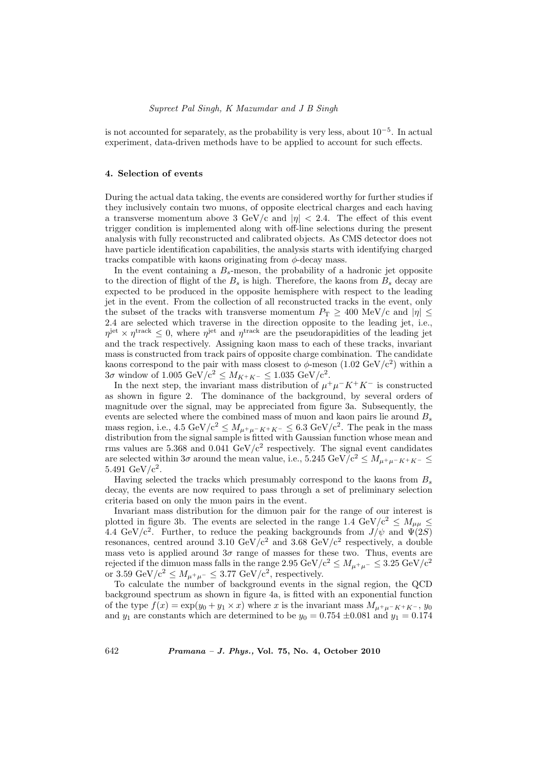is not accounted for separately, as the probability is very less, about $10^{-5}$. In actual experiment, data-driven methods have to be applied to account for such effects.

## 4. Selection of events

During the actual data taking, the events are considered worthy for further studies if they inclusively contain two muons, of opposite electrical charges and each having a transverse momentum above 3 GeV/c and $|\eta| < 2.4$. The effect of this event trigger condition is implemented along with off-line selections during the present analysis with fully reconstructed and calibrated objects. As CMS detector does not have particle identification capabilities, the analysis starts with identifying charged tracks compatible with kaons originating from $\phi$-decay mass.

In the event containing a $B_s$-meson, the probability of a hadronic jet opposite to the direction of flight of the $B_s$ is high. Therefore, the kaons from $B_s$ decay are expected to be produced in the opposite hemisphere with respect to the leading jet in the event. From the collection of all reconstructed tracks in the event, only the subset of the tracks with transverse momentum $P_{\mathrm{T}} \geq 400$ MeV/c and $|\eta| \leq 2.4$ are selected which traverse in the direction opposite to the leading jet, i.e., $\eta^{\mathrm{jet}} \times \eta^{\mathrm{track}} \leq 0$, where $\eta^{\mathrm{jet}}$ and $\eta^{\mathrm{track}}$ are the pseudorapidities of the leading jet and the track respectively. Assigning kaon mass to each of these tracks, invariant mass is constructed from track pairs of opposite charge combination. The candidate kaons correspond to the pair with mass closest to $\phi$-meson (1.02 GeV/c$^2$) within a $3\sigma$ window of 1.005 GeV/c$^2 \leq M_{K^+K^-} \leq 1.035$ GeV/c$^2$.

In the next step, the invariant mass distribution of $\mu^+\mu^-K^+K^-$ is constructed as shown in figure 2. The dominance of the background, by several orders of magnitude over the signal, may be appreciated from figure 3a. Subsequently, the events are selected where the combined mass of muon and kaon pairs lie around $B_s$ mass region, i.e., 4.5 GeV/c$^2 \leq M_{\mu^+\mu^-K^+K^-} \leq 6.3$ GeV/c$^2$. The peak in the mass distribution from the signal sample is fitted with Gaussian function whose mean and rms values are 5.368 and 0.041 GeV/c$^2$ respectively. The signal event candidates are selected within $3\sigma$ around the mean value, i.e., 5.245 GeV/c$^2 \leq M_{\mu^+\mu^-K^+K^-} \leq$ 5.491 GeV/c$^2$.

Having selected the tracks which presumably correspond to the kaons from $B_s$ decay, the events are now required to pass through a set of preliminary selection criteria based on only the muon pairs in the event.

Invariant mass distribution for the dimuon pair for the range of our interest is plotted in figure 3b. The events are selected in the range 1.4 GeV/c$^2 \leq M_{\mu\mu} \leq$ 4.4 GeV/c$^2$. Further, to reduce the peaking backgrounds from $J/\psi$ and $\Psi(2S)$ resonances, centred around 3.10 GeV/c$^2$ and 3.68 GeV/c$^2$ respectively, a double mass veto is applied around $3\sigma$ range of masses for these two. Thus, events are rejected if the dimuon mass falls in the range 2.95 GeV/c$^2 \leq M_{\mu^+\mu^-} \leq 3.25$ GeV/c$^2$ or 3.59 GeV/c$^2 \leq M_{\mu^+\mu^-} \leq 3.77$ GeV/c$^2$, respectively.

To calculate the number of background events in the signal region, the QCD background spectrum as shown in figure 4a, is fitted with an exponential function of the type $f(x) = \exp(y_0 + y_1 \times x)$ where $x$ is the invariant mass $M_{\mu^+\mu^-K^+K^-}$, $y_0$ and $y_1$ are constants which are determined to be $y_0 = 0.754 \pm 0.081$ and $y_1 = 0.174$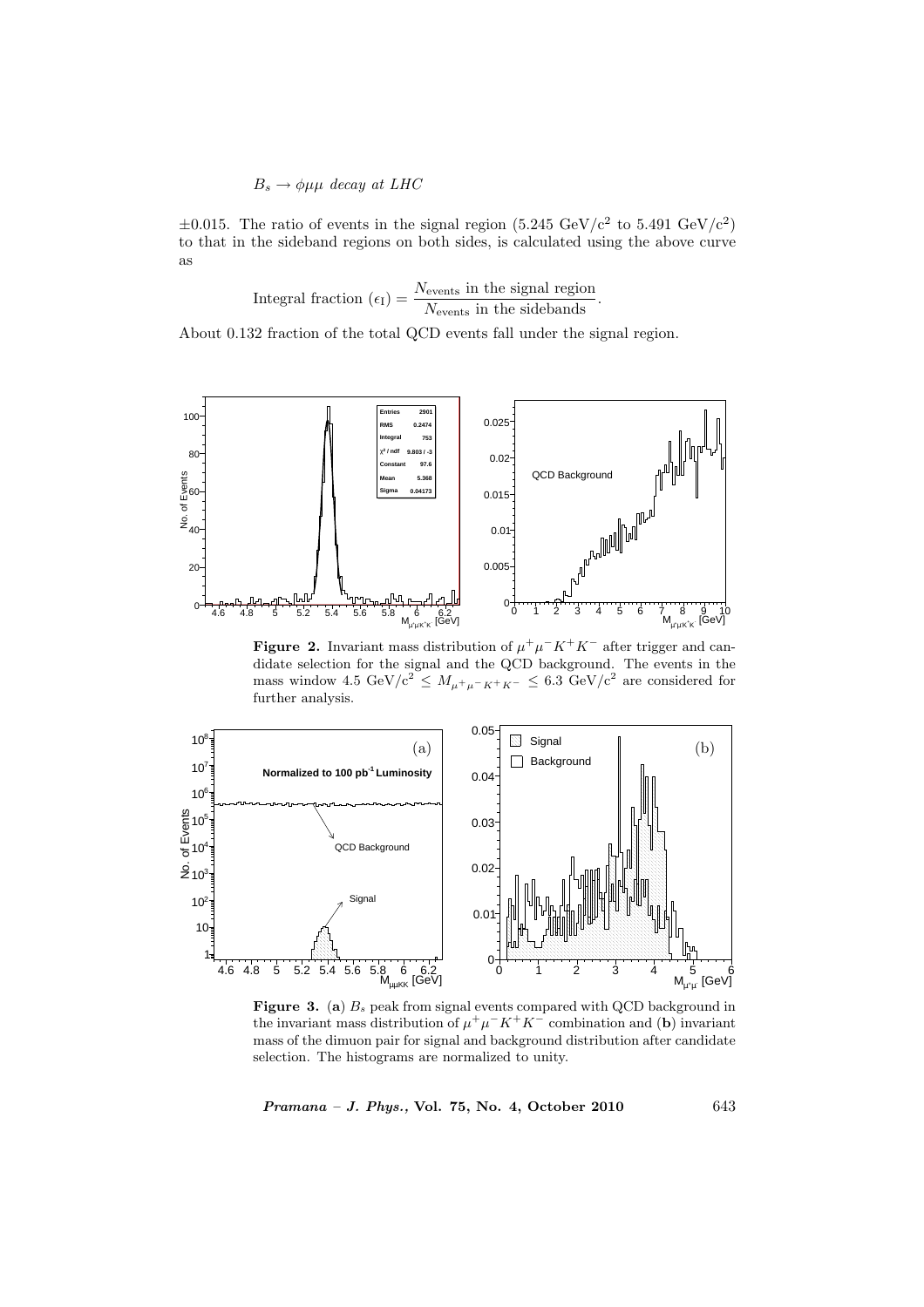$\pm 0.015$. The ratio of events in the signal region (5.245 GeV/c$^2$ to 5.491 GeV/c$^2$) to that in the sideband regions on both sides, is calculated using the above curve as

$$\text{Integral fraction } (\epsilon_\text{I}) = \frac{N_\text{events} \text{ in the signal region}}{N_\text{events} \text{ in the sidebands}}.$$

About 0.132 fraction of the total QCD events fall under the signal region.

**Figure 2.** Invariant mass distribution of $\mu^+\mu^-K^+K^-$ after trigger and candidate selection for the signal and the QCD background. The events in the mass window 4.5 GeV/c$^2$ $\leq M_{\mu^+\mu^-K^+K^-} \leq$ 6.3 GeV/c$^2$ are considered for further analysis.

**Figure 3.** (**a**) $B_s$ peak from signal events compared with QCD background in the invariant mass distribution of $\mu^+\mu^-K^+K^-$ combination and (**b**) invariant mass of the dimuon pair for signal and background distribution after candidate selection. The histograms are normalized to unity.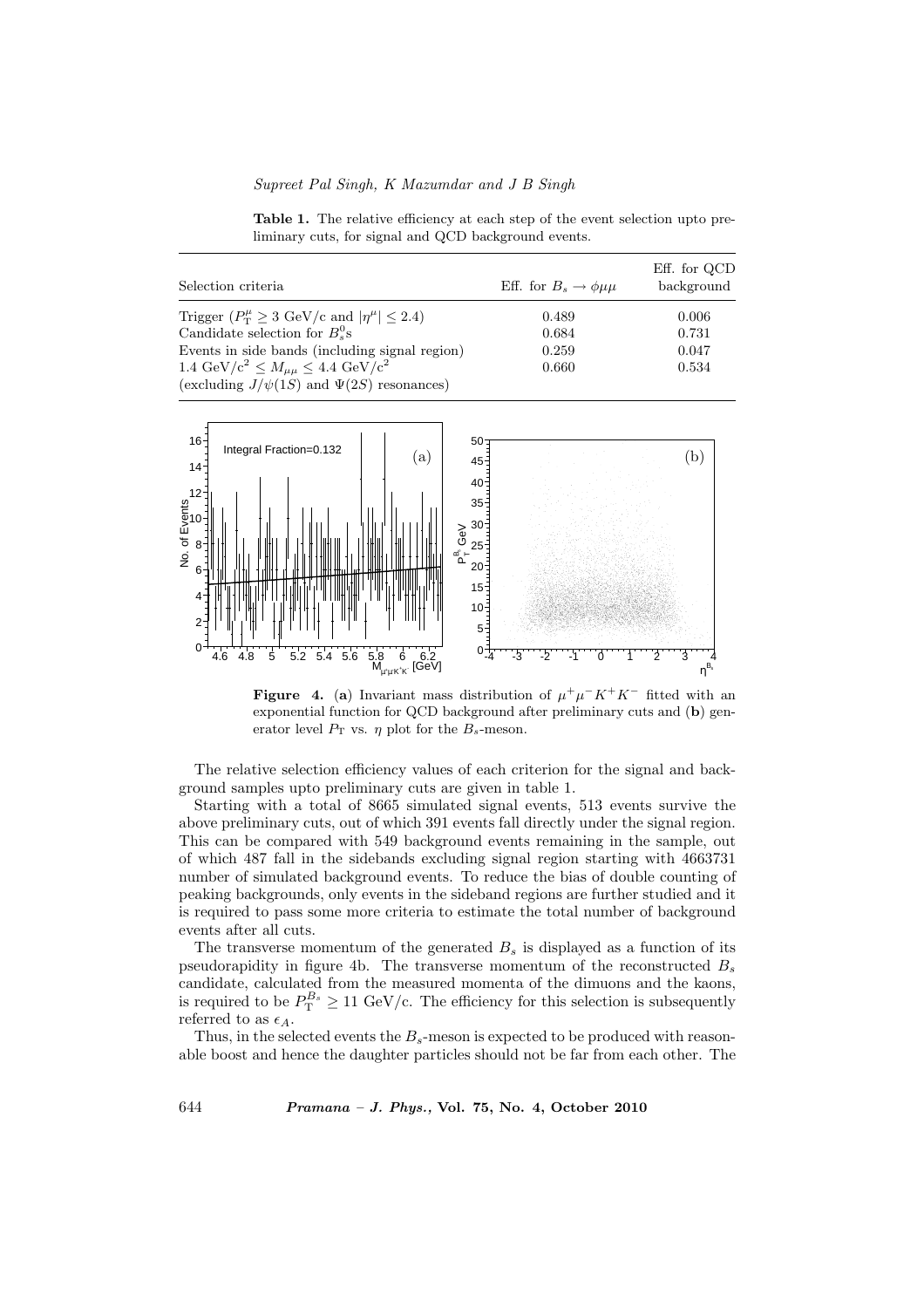**Table 1.** The relative efficiency at each step of the event selection upto preliminary cuts, for signal and QCD background events.

| Selection criteria | Eff. for $B_s \to \phi\mu\mu$ | Eff. for QCD background |
|---|---|---|
| Trigger ($P_T^\mu \geq 3$ GeV/c and $\lvert\eta^\mu\rvert \leq 2.4$) | 0.489 | 0.006 |
| Candidate selection for $B_s^0$s | 0.684 | 0.731 |
| Events in side bands (including signal region) | 0.259 | 0.047 |
| 1.4 GeV/c$^2 \leq M_{\mu\mu} \leq 4.4$ GeV/c$^2$ (excluding $J/\psi(1S)$ and $\Psi(2S)$ resonances) | 0.660 | 0.534 |

**Figure 4.** (**a**) Invariant mass distribution of $\mu^+\mu^-K^+K^-$ fitted with an exponential function for QCD background after preliminary cuts and (**b**) generator level $P_T$ vs. $\eta$ plot for the $B_s$-meson.

The relative selection efficiency values of each criterion for the signal and background samples upto preliminary cuts are given in table 1.

Starting with a total of 8665 simulated signal events, 513 events survive the above preliminary cuts, out of which 391 events fall directly under the signal region. This can be compared with 549 background events remaining in the sample, out of which 487 fall in the sidebands excluding signal region starting with 4663731 number of simulated background events. To reduce the bias of double counting of peaking backgrounds, only events in the sideband regions are further studied and it is required to pass some more criteria to estimate the total number of background events after all cuts.

The transverse momentum of the generated $B_s$ is displayed as a function of its pseudorapidity in figure 4b. The transverse momentum of the reconstructed $B_s$ candidate, calculated from the measured momenta of the dimuons and the kaons, is required to be $P_T^{B_s} \geq 11$ GeV/c. The efficiency for this selection is subsequently referred to as $\epsilon_A$.

Thus, in the selected events the $B_s$-meson is expected to be produced with reasonable boost and hence the daughter particles should not be far from each other. The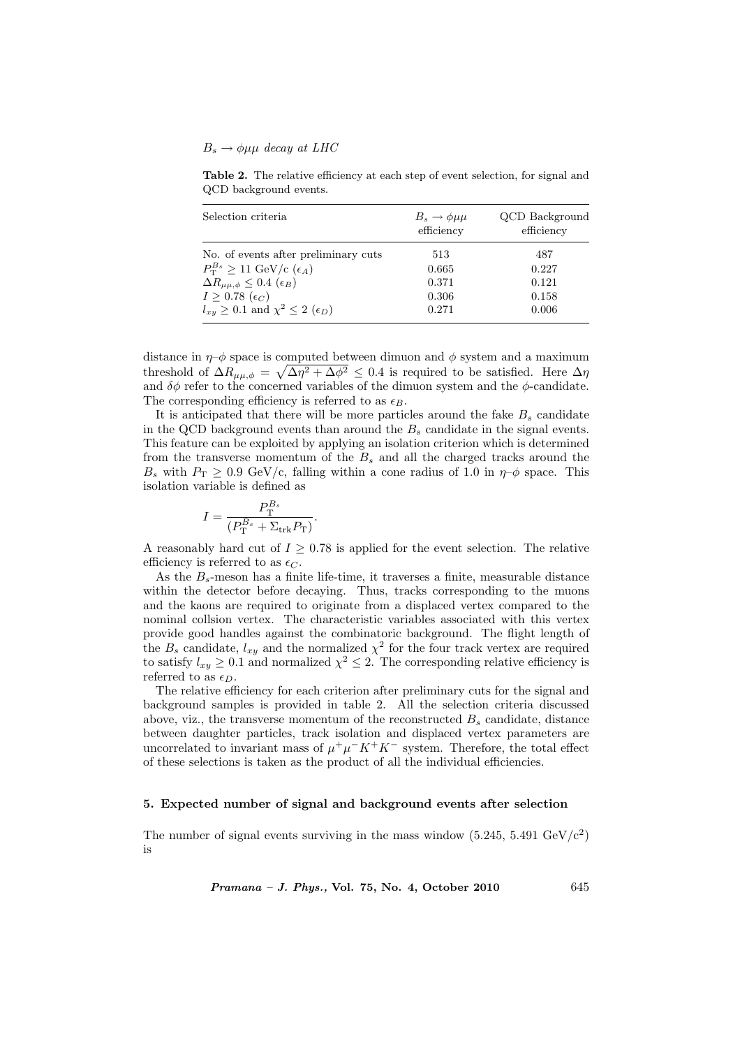**Table 2.** The relative efficiency at each step of event selection, for signal and QCD background events.

| Selection criteria | $B_s \to \phi\mu\mu$ efficiency | QCD Background efficiency |
|---|---|---|
| No. of events after preliminary cuts | 513 | 487 |
| $P_{\mathrm{T}}^{B_s} \geq 11$ GeV/c ($\epsilon_A$) | 0.665 | 0.227 |
| $\Delta R_{\mu\mu,\phi} \leq 0.4$ ($\epsilon_B$) | 0.371 | 0.121 |
| $I \geq 0.78$ ($\epsilon_C$) | 0.306 | 0.158 |
| $l_{xy} \geq 0.1$ and $\chi^2 \leq 2$ ($\epsilon_D$) | 0.271 | 0.006 |

distance in $\eta$–$\phi$ space is computed between dimuon and $\phi$ system and a maximum threshold of $\Delta R_{\mu\mu,\phi} = \sqrt{\Delta\eta^2 + \Delta\phi^2} \leq 0.4$ is required to be satisfied. Here $\Delta\eta$ and $\delta\phi$ refer to the concerned variables of the dimuon system and the $\phi$-candidate. The corresponding efficiency is referred to as $\epsilon_B$.

It is anticipated that there will be more particles around the fake $B_s$ candidate in the QCD background events than around the $B_s$ candidate in the signal events. This feature can be exploited by applying an isolation criterion which is determined from the transverse momentum of the $B_s$ and all the charged tracks around the $B_s$ with $P_{\mathrm{T}} \geq 0.9$ GeV/c, falling within a cone radius of 1.0 in $\eta$–$\phi$ space. This isolation variable is defined as

$$I = \frac{P_{\mathrm{T}}^{B_s}}{(P_{\mathrm{T}}^{B_s} + \Sigma_{\mathrm{trk}} P_{\mathrm{T}})}.$$

A reasonably hard cut of $I \geq 0.78$ is applied for the event selection. The relative efficiency is referred to as $\epsilon_C$.

As the $B_s$-meson has a finite life-time, it traverses a finite, measurable distance within the detector before decaying. Thus, tracks corresponding to the muons and the kaons are required to originate from a displaced vertex compared to the nominal collsion vertex. The characteristic variables associated with this vertex provide good handles against the combinatoric background. The flight length of the $B_s$ candidate, $l_{xy}$ and the normalized $\chi^2$ for the four track vertex are required to satisfy $l_{xy} \geq 0.1$ and normalized $\chi^2 \leq 2$. The corresponding relative efficiency is referred to as $\epsilon_D$.

The relative efficiency for each criterion after preliminary cuts for the signal and background samples is provided in table 2. All the selection criteria discussed above, viz., the transverse momentum of the reconstructed $B_s$ candidate, distance between daughter particles, track isolation and displaced vertex parameters are uncorrelated to invariant mass of $\mu^+\mu^-K^+K^-$ system. Therefore, the total effect of these selections is taken as the product of all the individual efficiencies.

## 5. Expected number of signal and background events after selection

The number of signal events surviving in the mass window (5.245, 5.491 GeV/c$^2$) is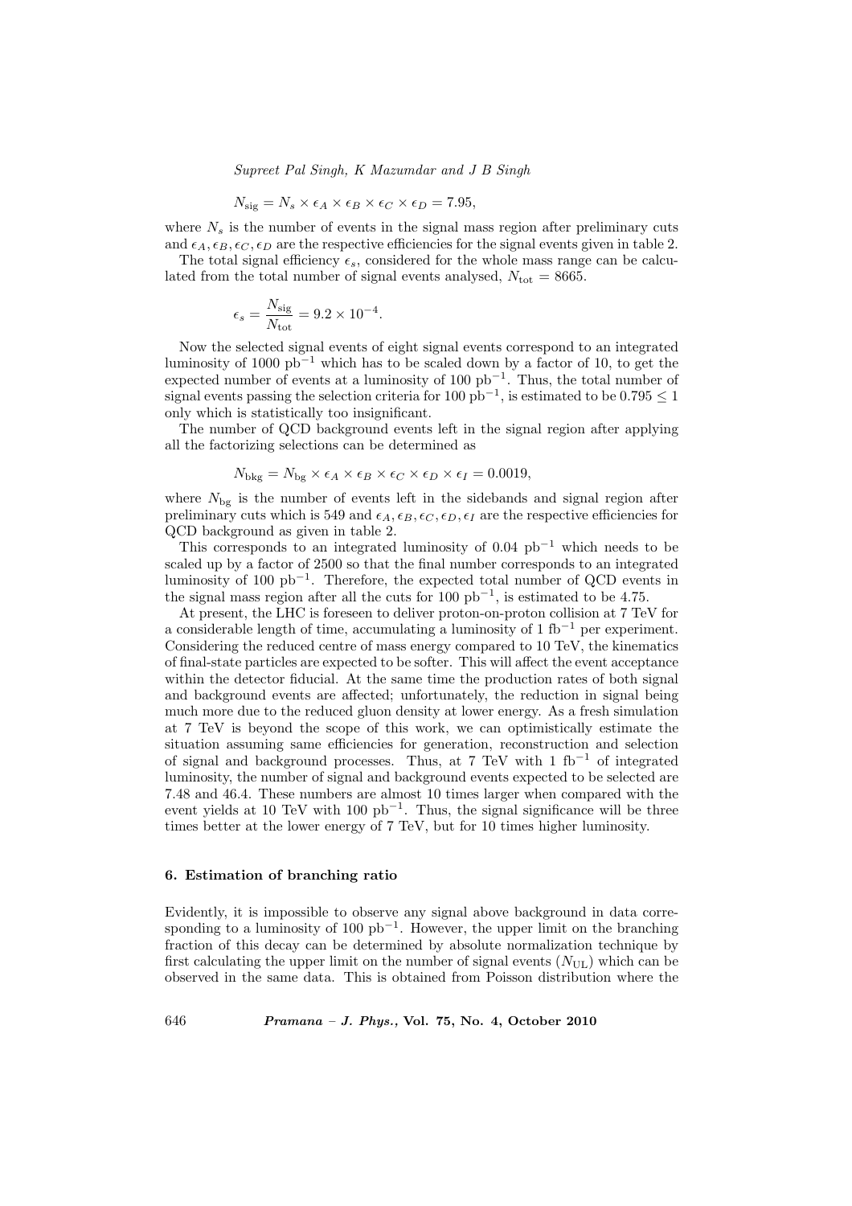$$N_{\rm sig} = N_s \times \epsilon_A \times \epsilon_B \times \epsilon_C \times \epsilon_D = 7.95,$$

where $N_s$ is the number of events in the signal mass region after preliminary cuts and $\epsilon_A, \epsilon_B, \epsilon_C, \epsilon_D$ are the respective efficiencies for the signal events given in table 2.

The total signal efficiency $\epsilon_s$, considered for the whole mass range can be calculated from the total number of signal events analysed, $N_{\rm tot} = 8665$.

$$\epsilon_s = \frac{N_{\rm sig}}{N_{\rm tot}} = 9.2 \times 10^{-4}.$$

Now the selected signal events of eight signal events correspond to an integrated luminosity of 1000 $\rm pb^{-1}$ which has to be scaled down by a factor of 10, to get the expected number of events at a luminosity of 100 $\rm pb^{-1}$. Thus, the total number of signal events passing the selection criteria for 100 $\rm pb^{-1}$, is estimated to be $0.795 \leq 1$ only which is statistically too insignificant.

The number of QCD background events left in the signal region after applying all the factorizing selections can be determined as

$$N_{\rm bkg} = N_{\rm bg} \times \epsilon_A \times \epsilon_B \times \epsilon_C \times \epsilon_D \times \epsilon_I = 0.0019,$$

where $N_{\rm bg}$ is the number of events left in the sidebands and signal region after preliminary cuts which is 549 and $\epsilon_A, \epsilon_B, \epsilon_C, \epsilon_D, \epsilon_I$ are the respective efficiencies for QCD background as given in table 2.

This corresponds to an integrated luminosity of 0.04 $\rm pb^{-1}$ which needs to be scaled up by a factor of 2500 so that the final number corresponds to an integrated luminosity of 100 $\rm pb^{-1}$. Therefore, the expected total number of QCD events in the signal mass region after all the cuts for 100 $\rm pb^{-1}$, is estimated to be 4.75.

At present, the LHC is foreseen to deliver proton-on-proton collision at 7 TeV for a considerable length of time, accumulating a luminosity of 1 $\rm fb^{-1}$ per experiment. Considering the reduced centre of mass energy compared to 10 TeV, the kinematics of final-state particles are expected to be softer. This will affect the event acceptance within the detector fiducial. At the same time the production rates of both signal and background events are affected; unfortunately, the reduction in signal being much more due to the reduced gluon density at lower energy. As a fresh simulation at 7 TeV is beyond the scope of this work, we can optimistically estimate the situation assuming same efficiencies for generation, reconstruction and selection of signal and background processes. Thus, at 7 TeV with 1 $\rm fb^{-1}$ of integrated luminosity, the number of signal and background events expected to be selected are 7.48 and 46.4. These numbers are almost 10 times larger when compared with the event yields at 10 TeV with 100 $\rm pb^{-1}$. Thus, the signal significance will be three times better at the lower energy of 7 TeV, but for 10 times higher luminosity.

## 6. Estimation of branching ratio

Evidently, it is impossible to observe any signal above background in data corresponding to a luminosity of 100 $\rm pb^{-1}$. However, the upper limit on the branching fraction of this decay can be determined by absolute normalization technique by first calculating the upper limit on the number of signal events ($N_{\rm UL}$) which can be observed in the same data. This is obtained from Poisson distribution where the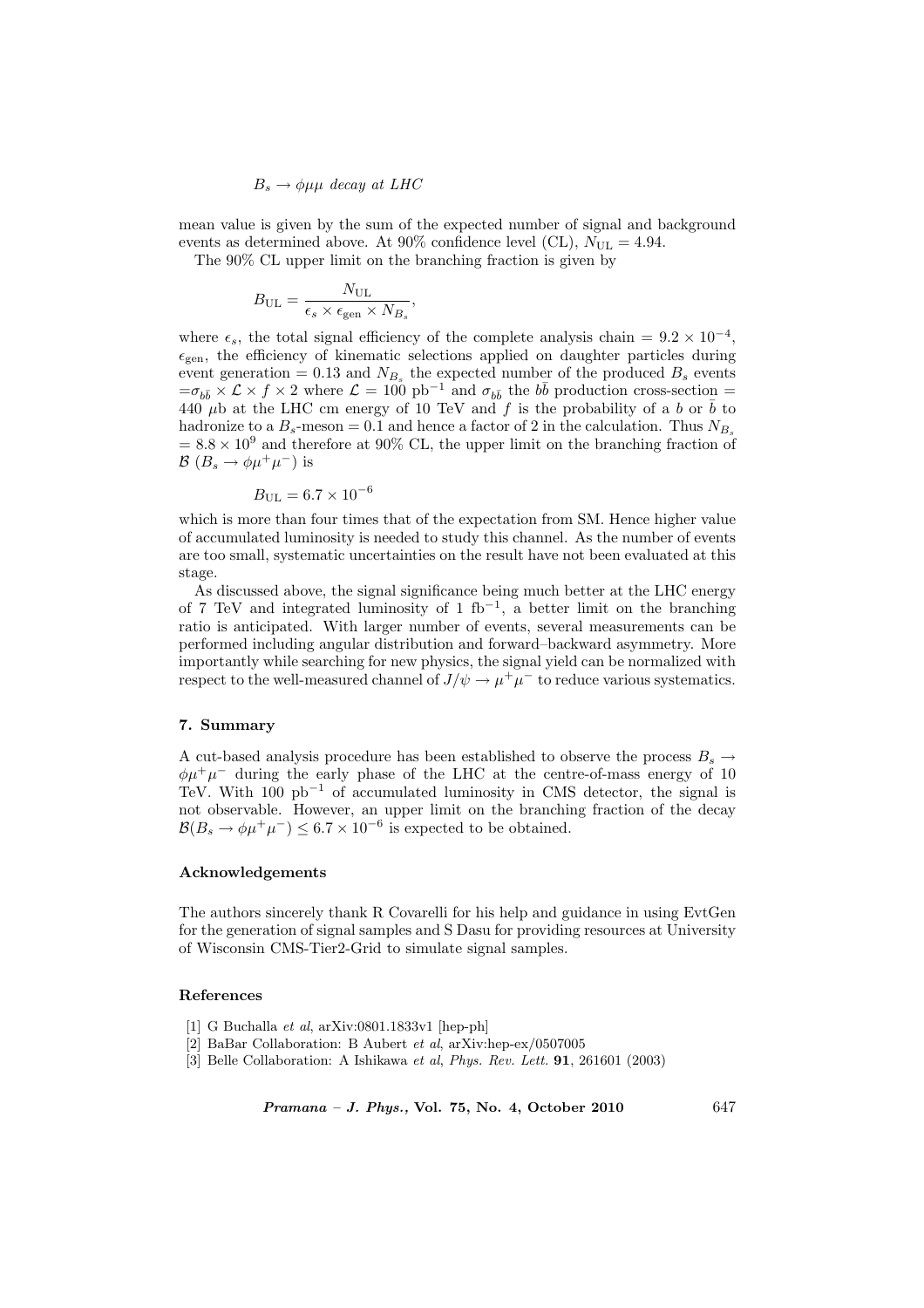mean value is given by the sum of the expected number of signal and background events as determined above. At 90% confidence level (CL), $N_{\mathrm{UL}} = 4.94$.

The 90% CL upper limit on the branching fraction is given by

$$B_{\mathrm{UL}} = \frac{N_{\mathrm{UL}}}{\epsilon_s \times \epsilon_{\mathrm{gen}} \times N_{B_s}},$$

where $\epsilon_s$, the total signal efficiency of the complete analysis chain $= 9.2 \times 10^{-4}$, $\epsilon_{\mathrm{gen}}$, the efficiency of kinematic selections applied on daughter particles during event generation $= 0.13$ and $N_{B_s}$ the expected number of the produced $B_s$ events $= \sigma_{b\bar{b}} \times \mathcal{L} \times f \times 2$ where $\mathcal{L} = 100$ pb$^{-1}$ and $\sigma_{b\bar{b}}$ the $b\bar{b}$ production cross-section $=$ 440 $\mu$b at the LHC cm energy of 10 TeV and $f$ is the probability of a $b$ or $\bar{b}$ to hadronize to a $B_s$-meson $= 0.1$ and hence a factor of 2 in the calculation. Thus $N_{B_s} = 8.8 \times 10^9$ and therefore at 90% CL, the upper limit on the branching fraction of $\mathcal{B}$ $(B_s \to \phi\mu^+\mu^-)$ is

$$B_{\mathrm{UL}} = 6.7 \times 10^{-6}$$

which is more than four times that of the expectation from SM. Hence higher value of accumulated luminosity is needed to study this channel. As the number of events are too small, systematic uncertainties on the result have not been evaluated at this stage.

As discussed above, the signal significance being much better at the LHC energy of 7 TeV and integrated luminosity of 1 fb$^{-1}$, a better limit on the branching ratio is anticipated. With larger number of events, several measurements can be performed including angular distribution and forward–backward asymmetry. More importantly while searching for new physics, the signal yield can be normalized with respect to the well-measured channel of $J/\psi \to \mu^+\mu^-$ to reduce various systematics.

## 7. Summary

A cut-based analysis procedure has been established to observe the process $B_s \to \phi\mu^+\mu^-$ during the early phase of the LHC at the centre-of-mass energy of 10 TeV. With 100 pb$^{-1}$ of accumulated luminosity in CMS detector, the signal is not observable. However, an upper limit on the branching fraction of the decay $\mathcal{B}(B_s \to \phi\mu^+\mu^-) \leq 6.7 \times 10^{-6}$ is expected to be obtained.

## Acknowledgements

The authors sincerely thank R Covarelli for his help and guidance in using EvtGen for the generation of signal samples and S Dasu for providing resources at University of Wisconsin CMS-Tier2-Grid to simulate signal samples.

## References

[1] G Buchalla *et al*, arXiv:0801.1833v1 [hep-ph]

[2] BaBar Collaboration: B Aubert *et al*, arXiv:hep-ex/0507005

[3] Belle Collaboration: A Ishikawa *et al*, *Phys. Rev. Lett.* **91**, 261601 (2003)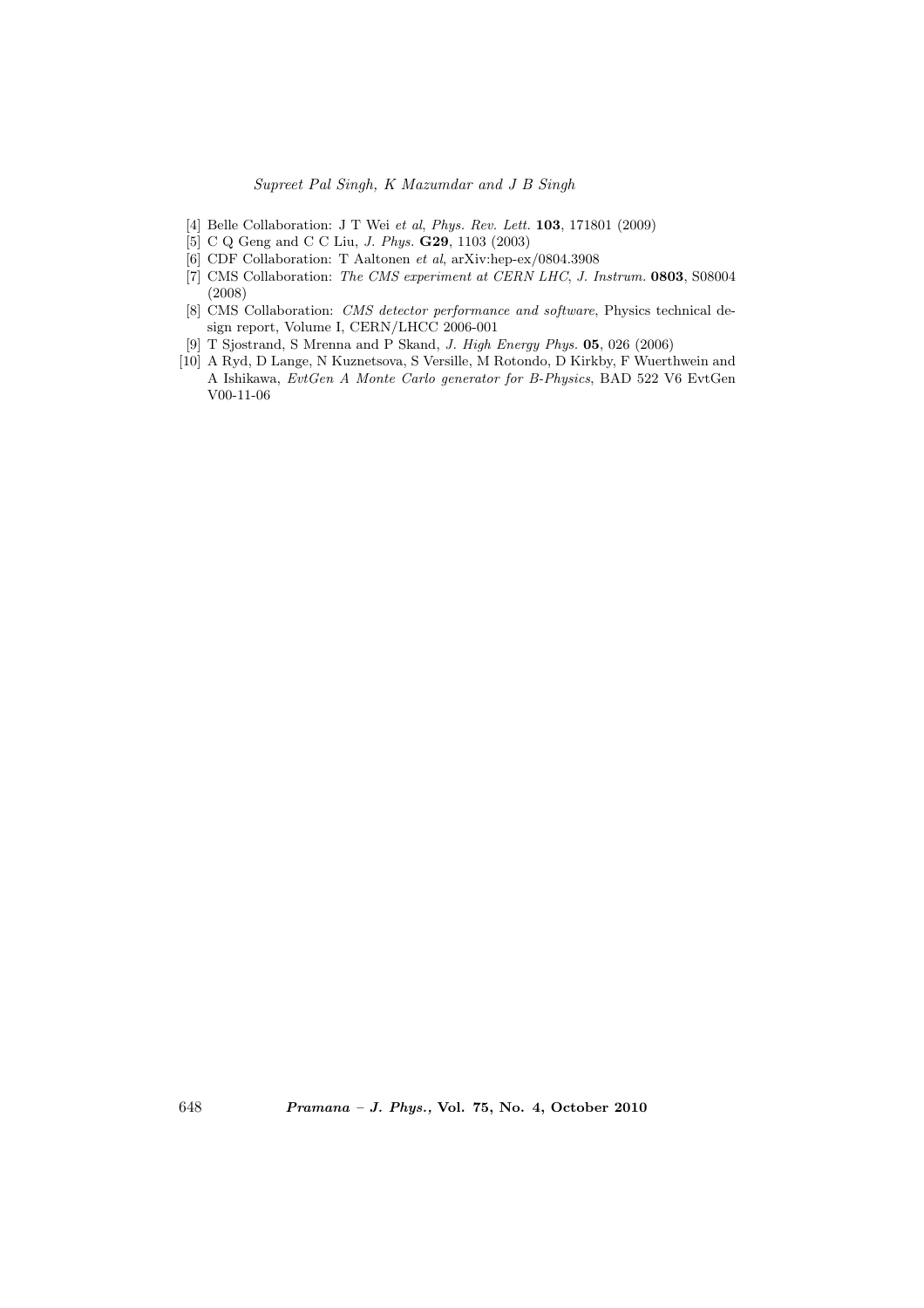[4] Belle Collaboration: J T Wei *et al*, *Phys. Rev. Lett.* **103**, 171801 (2009)

[5] C Q Geng and C C Liu, *J. Phys.* **G29**, 1103 (2003)

[6] CDF Collaboration: T Aaltonen *et al*, arXiv:hep-ex/0804.3908

[7] CMS Collaboration: *The CMS experiment at CERN LHC*, *J. Instrum.* **0803**, S08004 (2008)

[8] CMS Collaboration: *CMS detector performance and software*, Physics technical design report, Volume I, CERN/LHCC 2006-001

[9] T Sjostrand, S Mrenna and P Skand, *J. High Energy Phys.* **05**, 026 (2006)

[10] A Ryd, D Lange, N Kuznetsova, S Versille, M Rotondo, D Kirkby, F Wuerthwein and A Ishikawa, *EvtGen A Monte Carlo generator for B-Physics*, BAD 522 V6 EvtGen V00-11-06